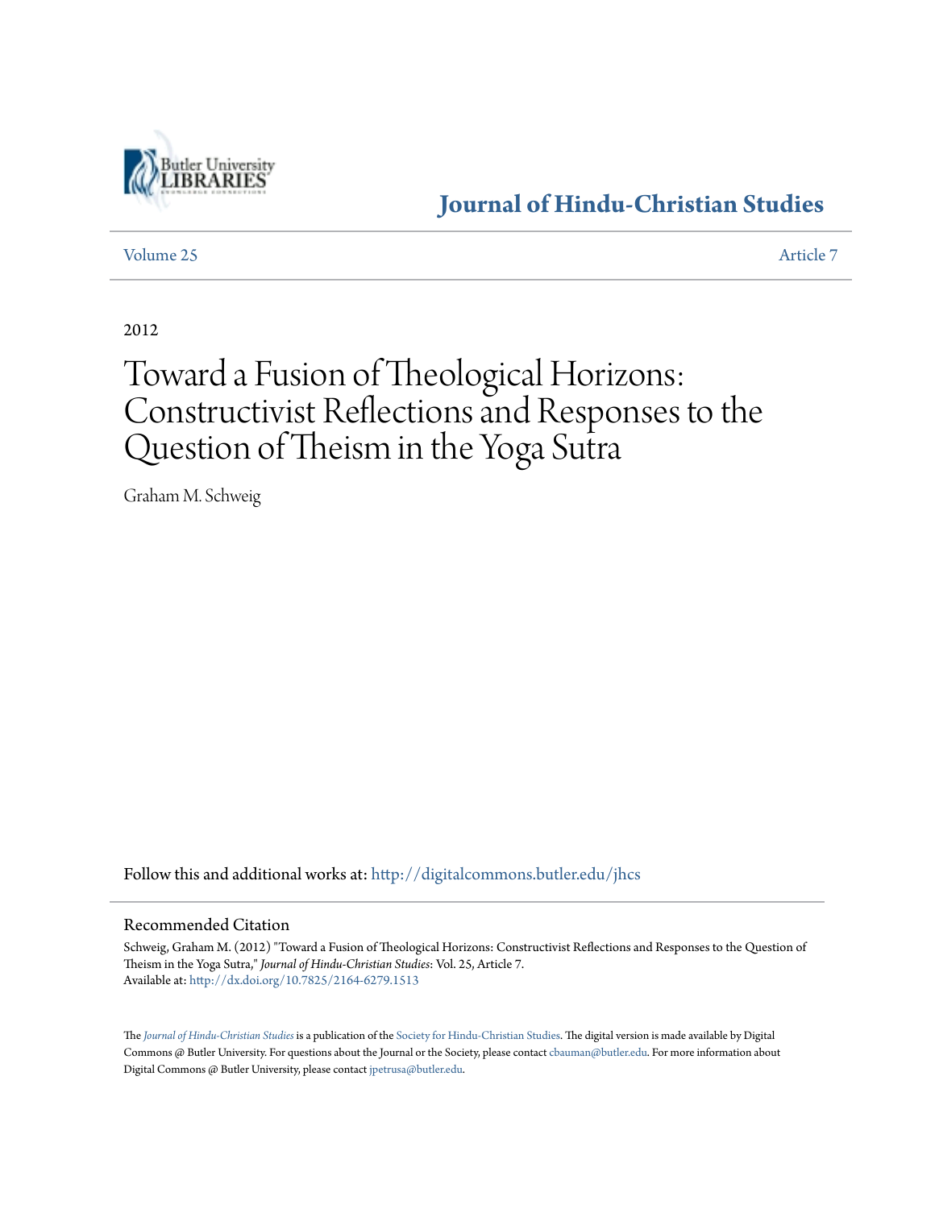# Journal of Hindu-Christian Studies

Volume 25 | Article 7

2012

# Toward a Fusion of Theological Horizons: Constructivist Reflections and Responses to the Question of Theism in the Yoga Sutra

Graham M. Schweig

Follow this and additional works at: http://digitalcommons.butler.edu/jhcs

## Recommended Citation

Schweig, Graham M. (2012) "Toward a Fusion of Theological Horizons: Constructivist Reflections and Responses to the Question of Theism in the Yoga Sutra," *Journal of Hindu-Christian Studies*: Vol. 25, Article 7.
Available at: http://dx.doi.org/10.7825/2164-6279.1513

The *Journal of Hindu-Christian Studies* is a publication of the Society for Hindu-Christian Studies. The digital version is made available by Digital Commons @ Butler University. For questions about the Journal or the Society, please contact cbauman@butler.edu. For more information about Digital Commons @ Butler University, please contact jpetrusa@butler.edu.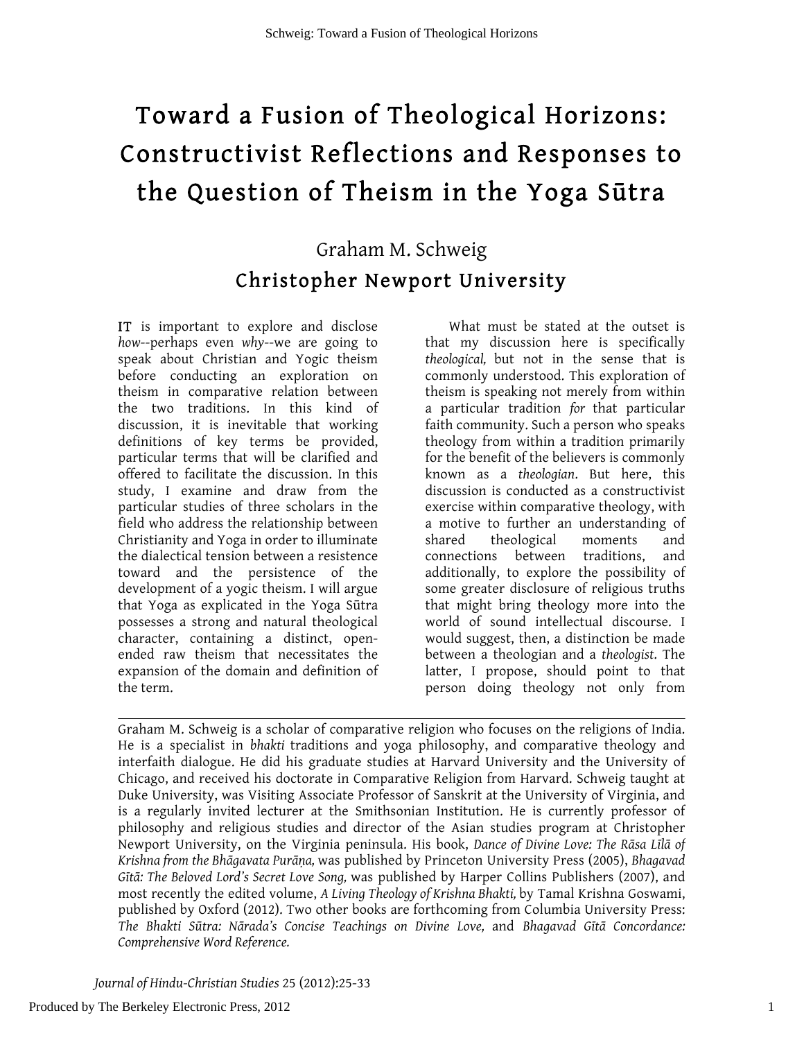# Toward a Fusion of Theological Horizons: Constructivist Reflections and Responses to the Question of Theism in the Yoga Sūtra

Graham M. Schweig

**Christopher Newport University**

IT is important to explore and disclose *how*--perhaps even *why*--we are going to speak about Christian and Yogic theism before conducting an exploration on theism in comparative relation between the two traditions. In this kind of discussion, it is inevitable that working definitions of key terms be provided, particular terms that will be clarified and offered to facilitate the discussion. In this study, I examine and draw from the particular studies of three scholars in the field who address the relationship between Christianity and Yoga in order to illuminate the dialectical tension between a resistence toward and the persistence of the development of a yogic theism. I will argue that Yoga as explicated in the Yoga Sūtra possesses a strong and natural theological character, containing a distinct, open-ended raw theism that necessitates the expansion of the domain and definition of the term.

What must be stated at the outset is that my discussion here is specifically *theological,* but not in the sense that is commonly understood. This exploration of theism is speaking not merely from within a particular tradition *for* that particular faith community. Such a person who speaks theology from within a tradition primarily for the benefit of the believers is commonly known as a *theologian*. But here, this discussion is conducted as a constructivist exercise within comparative theology, with a motive to further an understanding of shared theological moments and connections between traditions, and additionally, to explore the possibility of some greater disclosure of religious truths that might bring theology more into the world of sound intellectual discourse. I would suggest, then, a distinction be made between a theologian and a *theologist*. The latter, I propose, should point to that person doing theology not only from

---

Graham M. Schweig is a scholar of comparative religion who focuses on the religions of India. He is a specialist in *bhakti* traditions and yoga philosophy, and comparative theology and interfaith dialogue. He did his graduate studies at Harvard University and the University of Chicago, and received his doctorate in Comparative Religion from Harvard. Schweig taught at Duke University, was Visiting Associate Professor of Sanskrit at the University of Virginia, and is a regularly invited lecturer at the Smithsonian Institution. He is currently professor of philosophy and religious studies and director of the Asian studies program at Christopher Newport University, on the Virginia peninsula. His book, *Dance of Divine Love: The Rāsa Līlā of Krishna from the Bhāgavata Purāṇa,* was published by Princeton University Press (2005), *Bhagavad Gītā: The Beloved Lord's Secret Love Song,* was published by Harper Collins Publishers (2007), and most recently the edited volume, *A Living Theology of Krishna Bhakti,* by Tamal Krishna Goswami, published by Oxford (2012). Two other books are forthcoming from Columbia University Press: *The Bhakti Sūtra: Nārada's Concise Teachings on Divine Love,* and *Bhagavad Gītā Concordance: Comprehensive Word Reference.*

*Journal of Hindu-Christian Studies* 25 (2012):25-33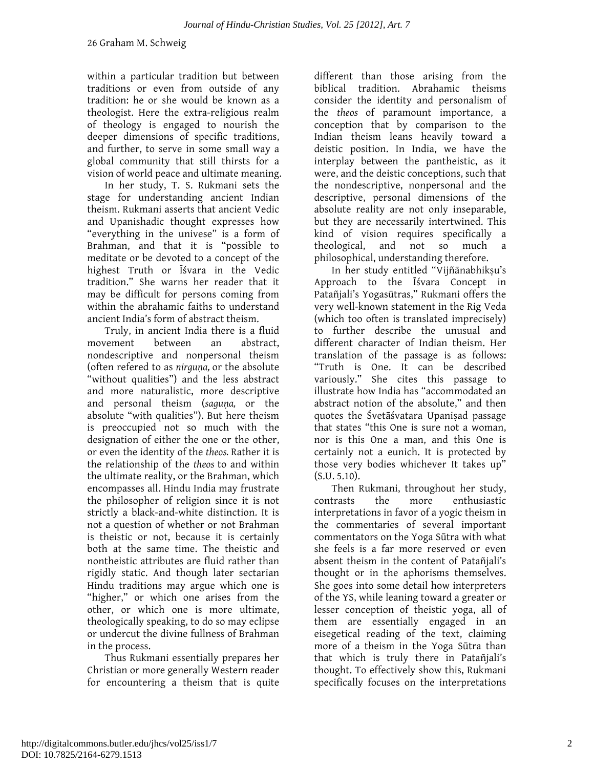within a particular tradition but between traditions or even from outside of any tradition: he or she would be known as a theologist. Here the extra-religious realm of theology is engaged to nourish the deeper dimensions of specific traditions, and further, to serve in some small way a global community that still thirsts for a vision of world peace and ultimate meaning.

In her study, T. S. Rukmani sets the stage for understanding ancient Indian theism. Rukmani asserts that ancient Vedic and Upanishadic thought expresses how "everything in the univese" is a form of Brahman, and that it is "possible to meditate or be devoted to a concept of the highest Truth or Īśvara in the Vedic tradition." She warns her reader that it may be difficult for persons coming from within the abrahamic faiths to understand ancient India's form of abstract theism.

Truly, in ancient India there is a fluid movement between an abstract, nondescriptive and nonpersonal theism (often refered to as *nirguṇa,* or the absolute "without qualities") and the less abstract and more naturalistic, more descriptive and personal theism (*saguṇa,* or the absolute "with qualities"). But here theism is preoccupied not so much with the designation of either the one or the other, or even the identity of the *theos.* Rather it is the relationship of the *theos* to and within the ultimate reality, or the Brahman, which encompasses all. Hindu India may frustrate the philosopher of religion since it is not strictly a black-and-white distinction. It is not a question of whether or not Brahman is theistic or not, because it is certainly both at the same time. The theistic and nontheistic attributes are fluid rather than rigidly static. And though later sectarian Hindu traditions may argue which one is "higher," or which one arises from the other, or which one is more ultimate, theologically speaking, to do so may eclipse or undercut the divine fullness of Brahman in the process.

Thus Rukmani essentially prepares her Christian or more generally Western reader for encountering a theism that is quite different than those arising from the biblical tradition. Abrahamic theisms consider the identity and personalism of the *theos* of paramount importance, a conception that by comparison to the Indian theism leans heavily toward a deistic position. In India, we have the interplay between the pantheistic, as it were, and the deistic conceptions, such that the nondescriptive, nonpersonal and the descriptive, personal dimensions of the absolute reality are not only inseparable, but they are necessarily intertwined. This kind of vision requires specifically a theological, and not so much a philosophical, understanding therefore.

In her study entitled "Vijñānabhikṣu's Approach to the Īśvara Concept in Patañjali's Yogasūtras," Rukmani offers the very well-known statement in the Rig Veda (which too often is translated imprecisely) to further describe the unusual and different character of Indian theism. Her translation of the passage is as follows: "Truth is One. It can be described variously." She cites this passage to illustrate how India has "accommodated an abstract notion of the absolute," and then quotes the Śvetāśvatara Upaniṣad passage that states "this One is sure not a woman, nor is this One a man, and this One is certainly not a eunich. It is protected by those very bodies whichever It takes up" (S.U. 5.10).

Then Rukmani, throughout her study, contrasts the more enthusiastic interpretations in favor of a yogic theism in the commentaries of several important commentators on the Yoga Sūtra with what she feels is a far more reserved or even absent theism in the content of Patañjali's thought or in the aphorisms themselves. She goes into some detail how interpreters of the YS, while leaning toward a greater or lesser conception of theistic yoga, all of them are essentially engaged in an eisegetical reading of the text, claiming more of a theism in the Yoga Sūtra than that which is truly there in Patañjali's thought. To effectively show this, Rukmani specifically focuses on the interpretations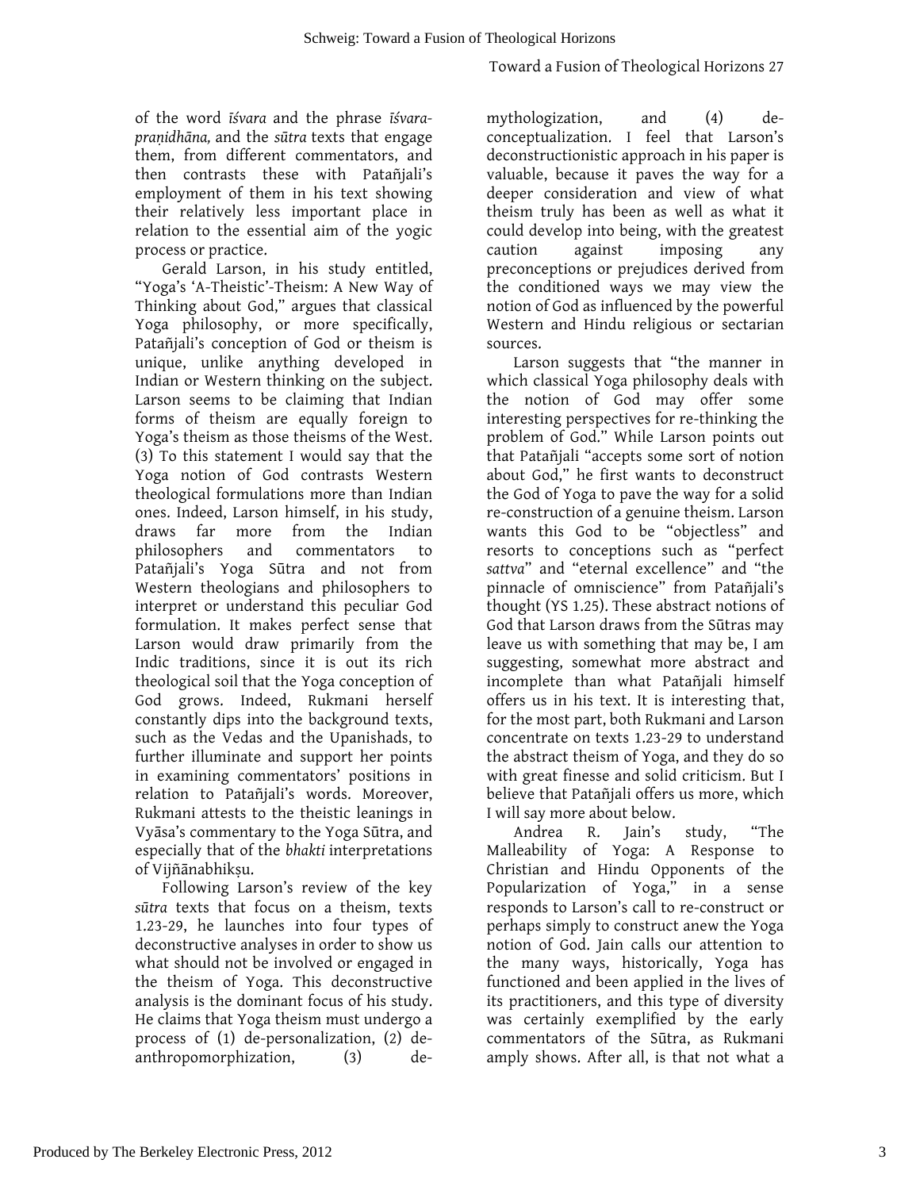of the word *īśvara* and the phrase *īśvara-praṇidhāna,* and the *sūtra* texts that engage them, from different commentators, and then contrasts these with Patañjali's employment of them in his text showing their relatively less important place in relation to the essential aim of the yogic process or practice.

Gerald Larson, in his study entitled, "Yoga's 'A-Theistic'-Theism: A New Way of Thinking about God," argues that classical Yoga philosophy, or more specifically, Patañjali's conception of God or theism is unique, unlike anything developed in Indian or Western thinking on the subject. Larson seems to be claiming that Indian forms of theism are equally foreign to Yoga's theism as those theisms of the West. (3) To this statement I would say that the Yoga notion of God contrasts Western theological formulations more than Indian ones. Indeed, Larson himself, in his study, draws far more from the Indian philosophers and commentators to Patañjali's Yoga Sūtra and not from Western theologians and philosophers to interpret or understand this peculiar God formulation. It makes perfect sense that Larson would draw primarily from the Indic traditions, since it is out its rich theological soil that the Yoga conception of God grows. Indeed, Rukmani herself constantly dips into the background texts, such as the Vedas and the Upanishads, to further illuminate and support her points in examining commentators' positions in relation to Patañjali's words. Moreover, Rukmani attests to the theistic leanings in Vyāsa's commentary to the Yoga Sūtra, and especially that of the *bhakti* interpretations of Vijñānabhikṣu.

Following Larson's review of the key *sūtra* texts that focus on a theism, texts 1.23-29, he launches into four types of deconstructive analyses in order to show us what should not be involved or engaged in the theism of Yoga. This deconstructive analysis is the dominant focus of his study. He claims that Yoga theism must undergo a process of (1) de-personalization, (2) de-anthropomorphization, (3) de-mythologization, and (4) de-conceptualization. I feel that Larson's deconstructionistic approach in his paper is valuable, because it paves the way for a deeper consideration and view of what theism truly has been as well as what it could develop into being, with the greatest caution against imposing any preconceptions or prejudices derived from the conditioned ways we may view the notion of God as influenced by the powerful Western and Hindu religious or sectarian sources.

Larson suggests that "the manner in which classical Yoga philosophy deals with the notion of God may offer some interesting perspectives for re-thinking the problem of God." While Larson points out that Patañjali "accepts some sort of notion about God," he first wants to deconstruct the God of Yoga to pave the way for a solid re-construction of a genuine theism. Larson wants this God to be "objectless" and resorts to conceptions such as "perfect *sattva*" and "eternal excellence" and "the pinnacle of omniscience" from Patañjali's thought (YS 1.25). These abstract notions of God that Larson draws from the Sūtras may leave us with something that may be, I am suggesting, somewhat more abstract and incomplete than what Patañjali himself offers us in his text. It is interesting that, for the most part, both Rukmani and Larson concentrate on texts 1.23-29 to understand the abstract theism of Yoga, and they do so with great finesse and solid criticism. But I believe that Patañjali offers us more, which I will say more about below.

Andrea R. Jain's study, "The Malleability of Yoga: A Response to Christian and Hindu Opponents of the Popularization of Yoga," in a sense responds to Larson's call to re-construct or perhaps simply to construct anew the Yoga notion of God. Jain calls our attention to the many ways, historically, Yoga has functioned and been applied in the lives of its practitioners, and this type of diversity was certainly exemplified by the early commentators of the Sūtra, as Rukmani amply shows. After all, is that not what a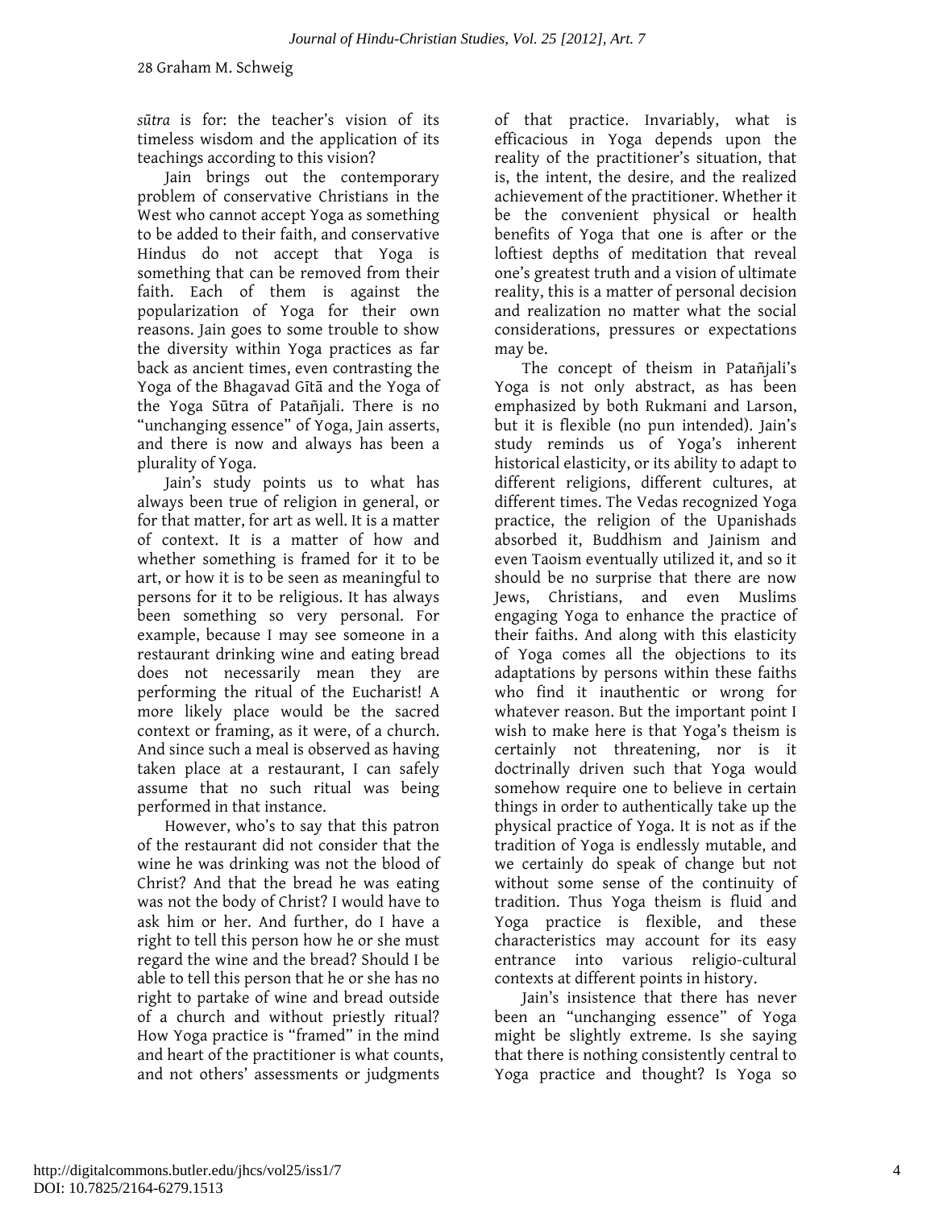*sūtra* is for: the teacher's vision of its timeless wisdom and the application of its teachings according to this vision?

Jain brings out the contemporary problem of conservative Christians in the West who cannot accept Yoga as something to be added to their faith, and conservative Hindus do not accept that Yoga is something that can be removed from their faith. Each of them is against the popularization of Yoga for their own reasons. Jain goes to some trouble to show the diversity within Yoga practices as far back as ancient times, even contrasting the Yoga of the Bhagavad Gītā and the Yoga of the Yoga Sūtra of Patañjali. There is no "unchanging essence" of Yoga, Jain asserts, and there is now and always has been a plurality of Yoga.

Jain's study points us to what has always been true of religion in general, or for that matter, for art as well. It is a matter of context. It is a matter of how and whether something is framed for it to be art, or how it is to be seen as meaningful to persons for it to be religious. It has always been something so very personal. For example, because I may see someone in a restaurant drinking wine and eating bread does not necessarily mean they are performing the ritual of the Eucharist! A more likely place would be the sacred context or framing, as it were, of a church. And since such a meal is observed as having taken place at a restaurant, I can safely assume that no such ritual was being performed in that instance.

However, who's to say that this patron of the restaurant did not consider that the wine he was drinking was not the blood of Christ? And that the bread he was eating was not the body of Christ? I would have to ask him or her. And further, do I have a right to tell this person how he or she must regard the wine and the bread? Should I be able to tell this person that he or she has no right to partake of wine and bread outside of a church and without priestly ritual? How Yoga practice is "framed" in the mind and heart of the practitioner is what counts, and not others' assessments or judgments of that practice. Invariably, what is efficacious in Yoga depends upon the reality of the practitioner's situation, that is, the intent, the desire, and the realized achievement of the practitioner. Whether it be the convenient physical or health benefits of Yoga that one is after or the loftiest depths of meditation that reveal one's greatest truth and a vision of ultimate reality, this is a matter of personal decision and realization no matter what the social considerations, pressures or expectations may be.

The concept of theism in Patañjali's Yoga is not only abstract, as has been emphasized by both Rukmani and Larson, but it is flexible (no pun intended). Jain's study reminds us of Yoga's inherent historical elasticity, or its ability to adapt to different religions, different cultures, at different times. The Vedas recognized Yoga practice, the religion of the Upanishads absorbed it, Buddhism and Jainism and even Taoism eventually utilized it, and so it should be no surprise that there are now Jews, Christians, and even Muslims engaging Yoga to enhance the practice of their faiths. And along with this elasticity of Yoga comes all the objections to its adaptations by persons within these faiths who find it inauthentic or wrong for whatever reason. But the important point I wish to make here is that Yoga's theism is certainly not threatening, nor is it doctrinally driven such that Yoga would somehow require one to believe in certain things in order to authentically take up the physical practice of Yoga. It is not as if the tradition of Yoga is endlessly mutable, and we certainly do speak of change but not without some sense of the continuity of tradition. Thus Yoga theism is fluid and Yoga practice is flexible, and these characteristics may account for its easy entrance into various religio-cultural contexts at different points in history.

Jain's insistence that there has never been an "unchanging essence" of Yoga might be slightly extreme. Is she saying that there is nothing consistently central to Yoga practice and thought? Is Yoga so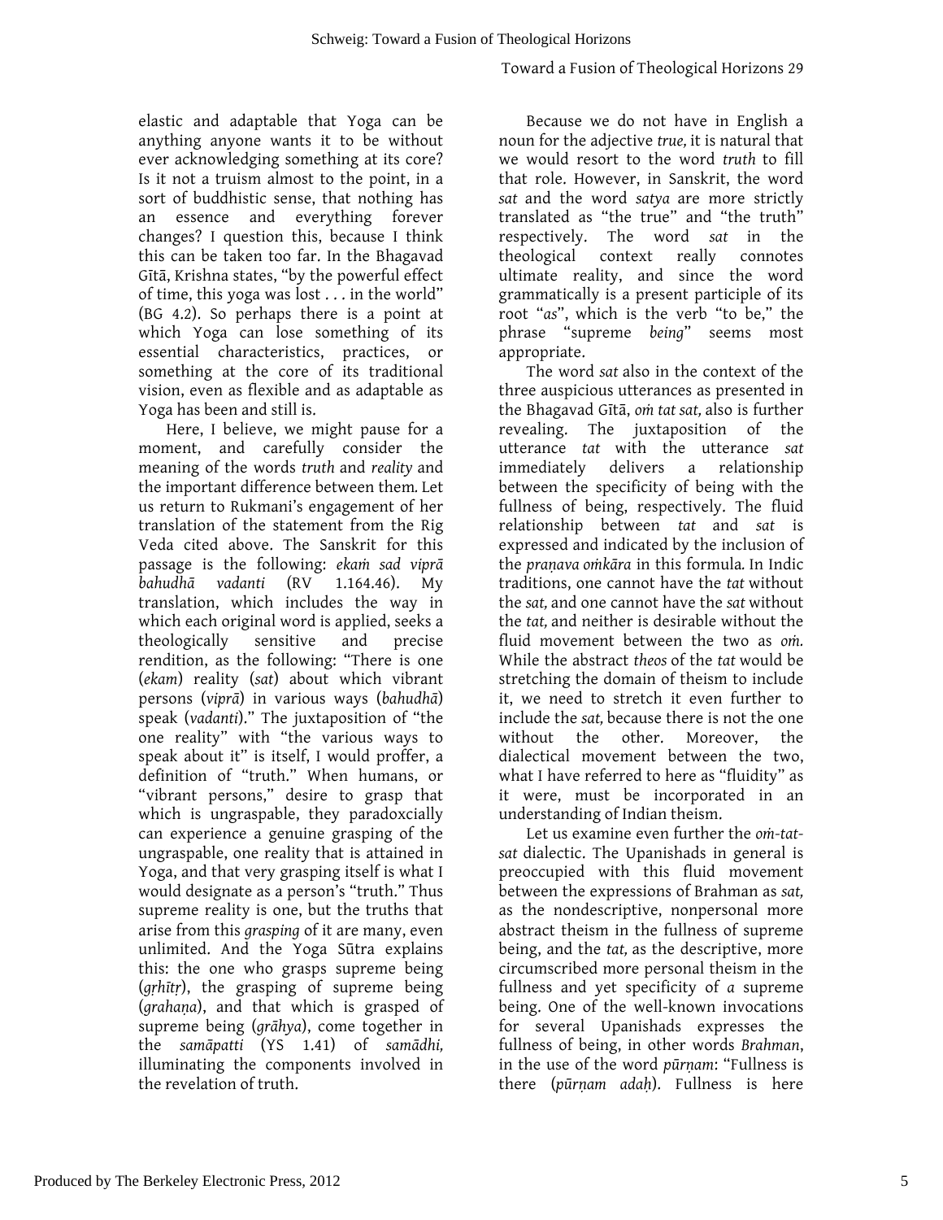elastic and adaptable that Yoga can be anything anyone wants it to be without ever acknowledging something at its core? Is it not a truism almost to the point, in a sort of buddhistic sense, that nothing has an essence and everything forever changes? I question this, because I think this can be taken too far. In the Bhagavad Gītā, Krishna states, "by the powerful effect of time, this yoga was lost . . . in the world" (BG 4.2). So perhaps there is a point at which Yoga can lose something of its essential characteristics, practices, or something at the core of its traditional vision, even as flexible and as adaptable as Yoga has been and still is.

Here, I believe, we might pause for a moment, and carefully consider the meaning of the words *truth* and *reality* and the important difference between them. Let us return to Rukmani's engagement of her translation of the statement from the Rig Veda cited above. The Sanskrit for this passage is the following: *ekaṁ sad viprā bahudhā vadanti* (RV 1.164.46). My translation, which includes the way in which each original word is applied, seeks a theologically sensitive and precise rendition, as the following: "There is one (*ekam*) reality (*sat*) about which vibrant persons (*viprā*) in various ways (*bahudhā*) speak (*vadanti*)." The juxtaposition of "the one reality" with "the various ways to speak about it" is itself, I would proffer, a definition of "truth." When humans, or "vibrant persons," desire to grasp that which is ungraspable, they paradoxcially can experience a genuine grasping of the ungraspable, one reality that is attained in Yoga, and that very grasping itself is what I would designate as a person's "truth." Thus supreme reality is one, but the truths that arise from this *grasping* of it are many, even unlimited. And the Yoga Sūtra explains this: the one who grasps supreme being (*gṛhītṛ*), the grasping of supreme being (*grahaṇa*), and that which is grasped of supreme being (*grāhya*), come together in the *samāpatti* (YS 1.41) of *samādhi,* illuminating the components involved in the revelation of truth.

Because we do not have in English a noun for the adjective *true,* it is natural that we would resort to the word *truth* to fill that role. However, in Sanskrit, the word *sat* and the word *satya* are more strictly translated as "the true" and "the truth" respectively. The word *sat* in the theological context really connotes ultimate reality, and since the word grammatically is a present participle of its root "*as*", which is the verb "to be," the phrase "supreme *being*" seems most appropriate.

The word *sat* also in the context of the three auspicious utterances as presented in the Bhagavad Gītā, *oṁ tat sat,* also is further revealing. The juxtaposition of the utterance *tat* with the utterance *sat* immediately delivers a relationship between the specificity of being with the fullness of being, respectively. The fluid relationship between *tat* and *sat* is expressed and indicated by the inclusion of the *praṇava oṁkāra* in this formula. In Indic traditions, one cannot have the *tat* without the *sat,* and one cannot have the *sat* without the *tat,* and neither is desirable without the fluid movement between the two as *oṁ.* While the abstract *theos* of the *tat* would be stretching the domain of theism to include it, we need to stretch it even further to include the *sat,* because there is not the one without the other. Moreover, the dialectical movement between the two, what I have referred to here as "fluidity" as it were, must be incorporated in an understanding of Indian theism.

Let us examine even further the *oṁ-tat-sat* dialectic. The Upanishads in general is preoccupied with this fluid movement between the expressions of Brahman as *sat,* as the nondescriptive, nonpersonal more abstract theism in the fullness of supreme being, and the *tat,* as the descriptive, more circumscribed more personal theism in the fullness and yet specificity of *a* supreme being. One of the well-known invocations for several Upanishads expresses the fullness of being, in other words *Brahman*, in the use of the word *pūrṇam*: "Fullness is there (*pūrṇam adaḥ*). Fullness is here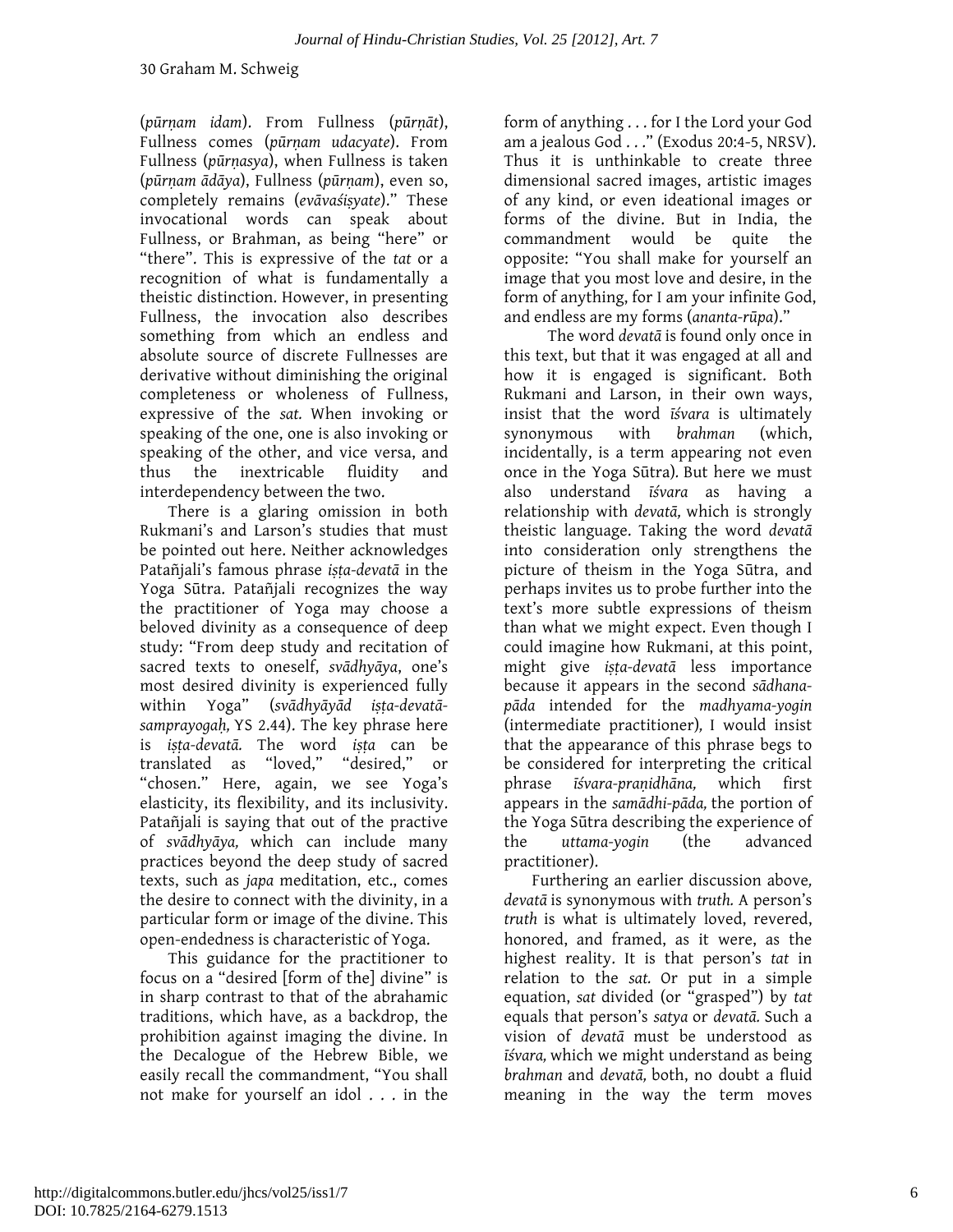(*pūrṇam idam*). From Fullness (*pūrṇāt*), Fullness comes (*pūrṇam udacyate*). From Fullness (*pūrṇasya*), when Fullness is taken (*pūrṇam ādāya*), Fullness (*pūrṇam*), even so, completely remains (*evāvaśiṣyate*)." These invocational words can speak about Fullness, or Brahman, as being "here" or "there". This is expressive of the *tat* or a recognition of what is fundamentally a theistic distinction. However, in presenting Fullness, the invocation also describes something from which an endless and absolute source of discrete Fullnesses are derivative without diminishing the original completeness or wholeness of Fullness, expressive of the *sat.* When invoking or speaking of the one, one is also invoking or speaking of the other, and vice versa, and thus the inextricable fluidity and interdependency between the two.

There is a glaring omission in both Rukmani's and Larson's studies that must be pointed out here. Neither acknowledges Patañjali's famous phrase *iṣṭa-devatā* in the Yoga Sūtra. Patañjali recognizes the way the practitioner of Yoga may choose a beloved divinity as a consequence of deep study: "From deep study and recitation of sacred texts to oneself, *svādhyāya*, one's most desired divinity is experienced fully within Yoga" (*svādhyāyād iṣṭa-devatā-samprayogaḥ,* YS 2.44). The key phrase here is *iṣṭa-devatā.* The word *iṣṭa* can be translated as "loved," "desired," or "chosen." Here, again, we see Yoga's elasticity, its flexibility, and its inclusivity. Patañjali is saying that out of the practive of *svādhyāya,* which can include many practices beyond the deep study of sacred texts, such as *japa* meditation, etc., comes the desire to connect with the divinity, in a particular form or image of the divine. This open-endedness is characteristic of Yoga.

This guidance for the practitioner to focus on a "desired [form of the] divine" is in sharp contrast to that of the abrahamic traditions, which have, as a backdrop, the prohibition against imaging the divine. In the Decalogue of the Hebrew Bible, we easily recall the commandment, "You shall not make for yourself an idol . . . in the form of anything . . . for I the Lord your God am a jealous God . . ." (Exodus 20:4-5, NRSV). Thus it is unthinkable to create three dimensional sacred images, artistic images of any kind, or even ideational images or forms of the divine. But in India, the commandment would be quite the opposite: "You shall make for yourself an image that you most love and desire, in the form of anything, for I am your infinite God, and endless are my forms (*ananta-rūpa*)."

The word *devatā* is found only once in this text, but that it was engaged at all and how it is engaged is significant. Both Rukmani and Larson, in their own ways, insist that the word *īśvara* is ultimately synonymous with *brahman* (which, incidentally, is a term appearing not even once in the Yoga Sūtra). But here we must also understand *īśvara* as having a relationship with *devatā,* which is strongly theistic language. Taking the word *devatā* into consideration only strengthens the picture of theism in the Yoga Sūtra, and perhaps invites us to probe further into the text's more subtle expressions of theism than what we might expect. Even though I could imagine how Rukmani, at this point, might give *iṣṭa-devatā* less importance because it appears in the second *sādhana-pāda* intended for the *madhyama-yogin* (intermediate practitioner), I would insist that the appearance of this phrase begs to be considered for interpreting the critical phrase *īśvara-praṇidhāna,* which first appears in the *samādhi-pāda,* the portion of the Yoga Sūtra describing the experience of the *uttama-yogin* (the advanced practitioner).

Furthering an earlier discussion above, *devatā* is synonymous with *truth.* A person's *truth* is what is ultimately loved, revered, honored, and framed, as it were, as the highest reality. It is that person's *tat* in relation to the *sat.* Or put in a simple equation, *sat* divided (or "grasped") by *tat* equals that person's *satya* or *devatā.* Such a vision of *devatā* must be understood as *īśvara,* which we might understand as being *brahman* and *devatā,* both, no doubt a fluid meaning in the way the term moves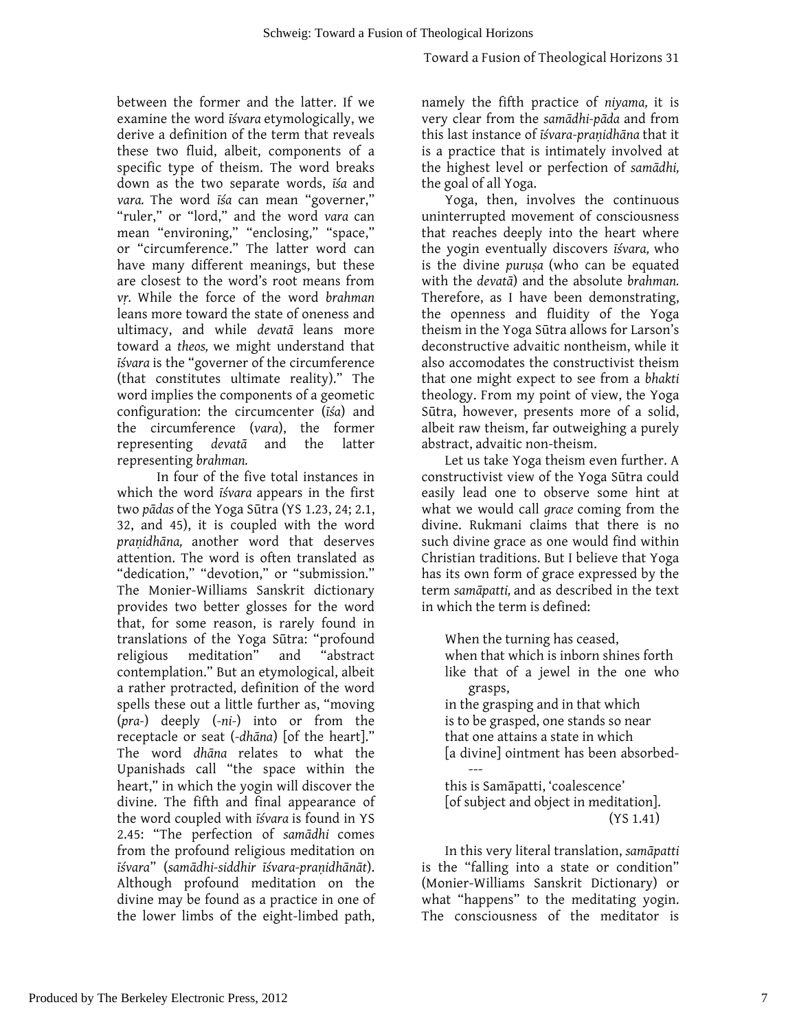between the former and the latter. If we examine the word *īśvara* etymologically, we derive a definition of the term that reveals these two fluid, albeit, components of a specific type of theism. The word breaks down as the two separate words, *īśa* and *vara.* The word *īśa* can mean "governer," "ruler," or "lord," and the word *vara* can mean "environing," "enclosing," "space," or "circumference." The latter word can have many different meanings, but these are closest to the word's root means from *vṛ.* While the force of the word *brahman* leans more toward the state of oneness and ultimacy, and while *devatā* leans more toward a *theos,* we might understand that *īśvara* is the "governer of the circumference (that constitutes ultimate reality)." The word implies the components of a geometic configuration: the circumcenter (*īśa*) and the circumference (*vara*), the former representing *devatā* and the latter representing *brahman.*

In four of the five total instances in which the word *īśvara* appears in the first two *pādas* of the Yoga Sūtra (YS 1.23, 24; 2.1, 32, and 45), it is coupled with the word *praṇidhāna,* another word that deserves attention. The word is often translated as "dedication," "devotion," or "submission." The Monier-Williams Sanskrit dictionary provides two better glosses for the word that, for some reason, is rarely found in translations of the Yoga Sūtra: "profound religious meditation" and "abstract contemplation." But an etymological, albeit a rather protracted, definition of the word spells these out a little further as, "moving (*pra-*) deeply (*-ni-*) into or from the receptacle or seat (*-dhāna*) [of the heart]." The word *dhāna* relates to what the Upanishads call "the space within the heart," in which the yogin will discover the divine. The fifth and final appearance of the word coupled with *īśvara* is found in YS 2.45: "The perfection of *samādhi* comes from the profound religious meditation on *īśvara*" (*samādhi-siddhir īśvara-praṇidhānāt*). Although profound meditation on the divine may be found as a practice in one of the lower limbs of the eight-limbed path, namely the fifth practice of *niyama,* it is very clear from the *samādhi-pāda* and from this last instance of *īśvara-praṇidhāna* that it is a practice that is intimately involved at the highest level or perfection of *samādhi,* the goal of all Yoga.

Yoga, then, involves the continuous uninterrupted movement of consciousness that reaches deeply into the heart where the yogin eventually discovers *īśvara,* who is the divine *puruṣa* (who can be equated with the *devatā*) and the absolute *brahman.* Therefore, as I have been demonstrating, the openness and fluidity of the Yoga theism in the Yoga Sūtra allows for Larson's deconstructive advaitic nontheism, while it also accomodates the constructivist theism that one might expect to see from a *bhakti* theology. From my point of view, the Yoga Sūtra, however, presents more of a solid, albeit raw theism, far outweighing a purely abstract, advaitic non-theism.

Let us take Yoga theism even further. A constructivist view of the Yoga Sūtra could easily lead one to observe some hint at what we would call *grace* coming from the divine. Rukmani claims that there is no such divine grace as one would find within Christian traditions. But I believe that Yoga has its own form of grace expressed by the term *samāpatti,* and as described in the text in which the term is defined:

> When the turning has ceased,
> when that which is inborn shines forth
> like that of a jewel in the one who grasps,
> in the grasping and in that which
> is to be grasped, one stands so near
> that one attains a state in which
> [a divine] ointment has been absorbed----
> this is Samāpatti, 'coalescence'
> [of subject and object in meditation].
> (YS 1.41)

In this very literal translation, *samāpatti* is the "falling into a state or condition" (Monier-Williams Sanskrit Dictionary) or what "happens" to the meditating yogin. The consciousness of the meditator is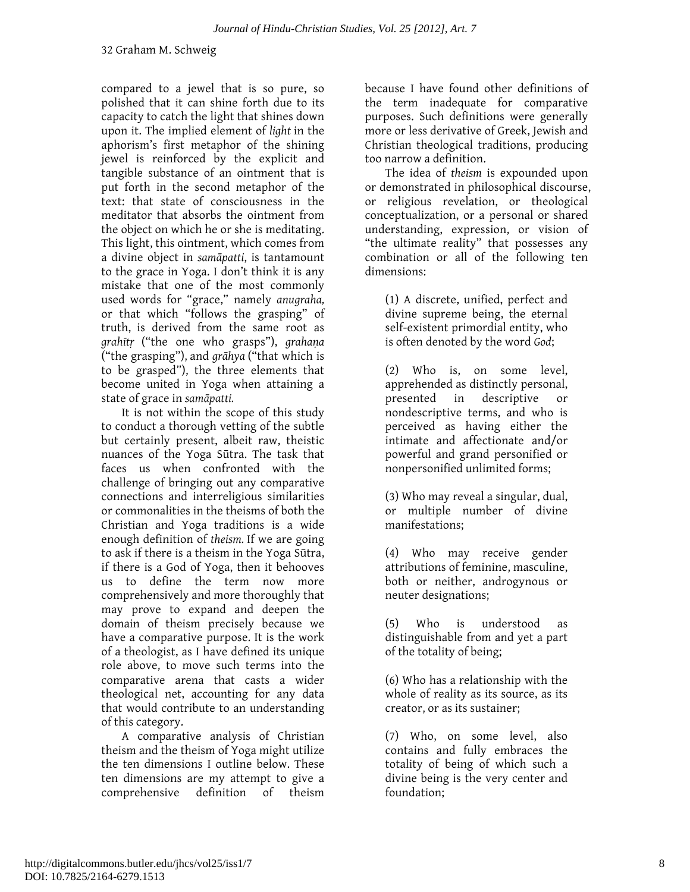compared to a jewel that is so pure, so polished that it can shine forth due to its capacity to catch the light that shines down upon it. The implied element of *light* in the aphorism's first metaphor of the shining jewel is reinforced by the explicit and tangible substance of an ointment that is put forth in the second metaphor of the text: that state of consciousness in the meditator that absorbs the ointment from the object on which he or she is meditating. This light, this ointment, which comes from a divine object in *samāpatti*, is tantamount to the grace in Yoga. I don't think it is any mistake that one of the most commonly used words for "grace," namely *anugraha,* or that which "follows the grasping" of truth, is derived from the same root as *grahīṭṛ* ("the one who grasps"), *grahaṇa* ("the grasping"), and *grāhya* ("that which is to be grasped"), the three elements that become united in Yoga when attaining a state of grace in *samāpatti.*

It is not within the scope of this study to conduct a thorough vetting of the subtle but certainly present, albeit raw, theistic nuances of the Yoga Sūtra. The task that faces us when confronted with the challenge of bringing out any comparative connections and interreligious similarities or commonalities in the theisms of both the Christian and Yoga traditions is a wide enough definition of *theism.* If we are going to ask if there is a theism in the Yoga Sūtra, if there is a God of Yoga, then it behooves us to define the term now more comprehensively and more thoroughly that may prove to expand and deepen the domain of theism precisely because we have a comparative purpose. It is the work of a theologist, as I have defined its unique role above, to move such terms into the comparative arena that casts a wider theological net, accounting for any data that would contribute to an understanding of this category.

A comparative analysis of Christian theism and the theism of Yoga might utilize the ten dimensions I outline below. These ten dimensions are my attempt to give a comprehensive definition of theism because I have found other definitions of the term inadequate for comparative purposes. Such definitions were generally more or less derivative of Greek, Jewish and Christian theological traditions, producing too narrow a definition.

The idea of *theism* is expounded upon or demonstrated in philosophical discourse, or religious revelation, or theological conceptualization, or a personal or shared understanding, expression, or vision of "the ultimate reality" that possesses any combination or all of the following ten dimensions:

> (1) A discrete, unified, perfect and divine supreme being, the eternal self-existent primordial entity, who is often denoted by the word *God*;
>
> (2) Who is, on some level, apprehended as distinctly personal, presented in descriptive or nondescriptive terms, and who is perceived as having either the intimate and affectionate and/or powerful and grand personified or nonpersonified unlimited forms;
>
> (3) Who may reveal a singular, dual, or multiple number of divine manifestations;
>
> (4) Who may receive gender attributions of feminine, masculine, both or neither, androgynous or neuter designations;
>
> (5) Who is understood as distinguishable from and yet a part of the totality of being;
>
> (6) Who has a relationship with the whole of reality as its source, as its creator, or as its sustainer;
>
> (7) Who, on some level, also contains and fully embraces the totality of being of which such a divine being is the very center and foundation;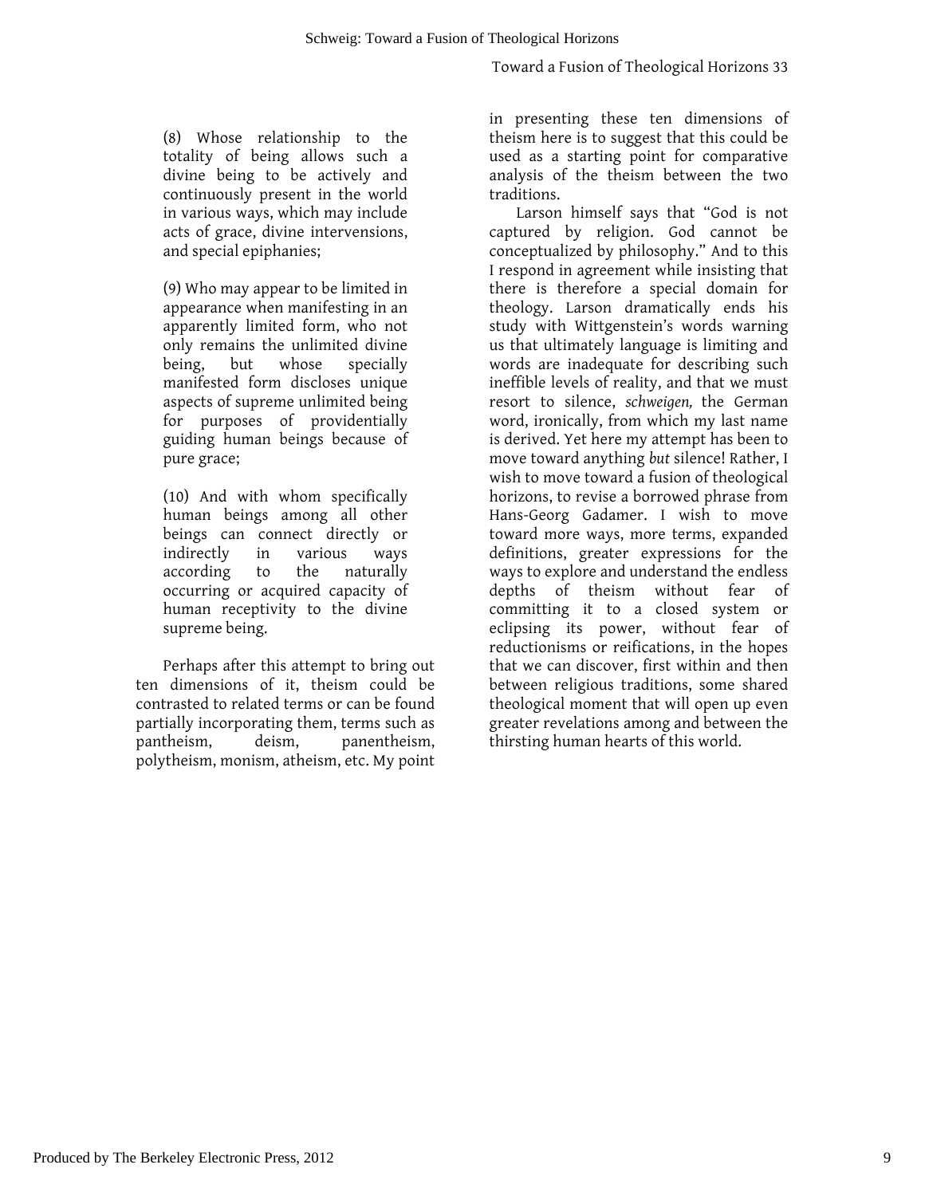(8) Whose relationship to the totality of being allows such a divine being to be actively and continuously present in the world in various ways, which may include acts of grace, divine intervensions, and special epiphanies;

(9) Who may appear to be limited in appearance when manifesting in an apparently limited form, who not only remains the unlimited divine being, but whose specially manifested form discloses unique aspects of supreme unlimited being for purposes of providentially guiding human beings because of pure grace;

(10) And with whom specifically human beings among all other beings can connect directly or indirectly in various ways according to the naturally occurring or acquired capacity of human receptivity to the divine supreme being.

Perhaps after this attempt to bring out ten dimensions of it, theism could be contrasted to related terms or can be found partially incorporating them, terms such as pantheism, deism, panentheism, polytheism, monism, atheism, etc. My point in presenting these ten dimensions of theism here is to suggest that this could be used as a starting point for comparative analysis of the theism between the two traditions.

Larson himself says that "God is not captured by religion. God cannot be conceptualized by philosophy." And to this I respond in agreement while insisting that there is therefore a special domain for theology. Larson dramatically ends his study with Wittgenstein's words warning us that ultimately language is limiting and words are inadequate for describing such ineffible levels of reality, and that we must resort to silence, *schweigen,* the German word, ironically, from which my last name is derived. Yet here my attempt has been to move toward anything *but* silence! Rather, I wish to move toward a fusion of theological horizons, to revise a borrowed phrase from Hans-Georg Gadamer. I wish to move toward more ways, more terms, expanded definitions, greater expressions for the ways to explore and understand the endless depths of theism without fear of committing it to a closed system or eclipsing its power, without fear of reductionisms or reifications, in the hopes that we can discover, first within and then between religious traditions, some shared theological moment that will open up even greater revelations among and between the thirsting human hearts of this world.